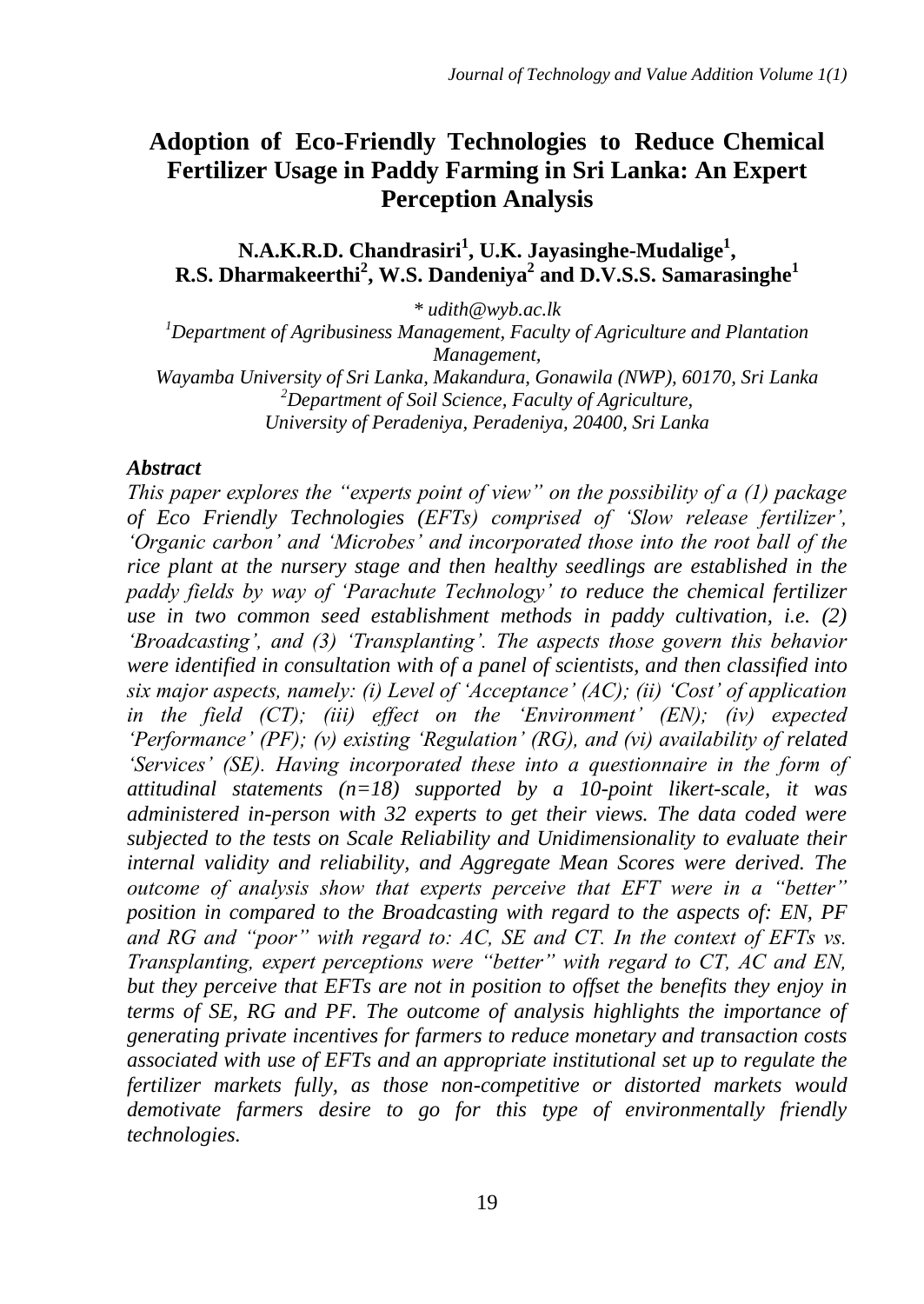# Adoption of Eco-Friendly Technologies to Reduce Chemical Fertilizer Usage in Paddy Farming in Sri Lanka: An Expert Perception Analysis

**N.A.K.R.D. Chandrasiri[1], U.K. Jayasinghe-Mudalige[1], R.S. Dharmakeerthi[2], W.S. Dandeniya[2] and D.V.S.S. Samarasinghe[1]**

*\* udith@wyb.ac.lk*

*[1]Department of Agribusiness Management, Faculty of Agriculture and Plantation Management,*
*Wayamba University of Sri Lanka, Makandura, Gonawila (NWP), 60170, Sri Lanka*
*[2]Department of Soil Science, Faculty of Agriculture,*
*University of Peradeniya, Peradeniya, 20400, Sri Lanka*

### *Abstract*

*This paper explores the "experts point of view" on the possibility of a (1) package of Eco Friendly Technologies (EFTs) comprised of 'Slow release fertilizer', 'Organic carbon' and 'Microbes' and incorporated those into the root ball of the rice plant at the nursery stage and then healthy seedlings are established in the paddy fields by way of 'Parachute Technology' to reduce the chemical fertilizer use in two common seed establishment methods in paddy cultivation, i.e. (2) 'Broadcasting', and (3) 'Transplanting'. The aspects those govern this behavior were identified in consultation with of a panel of scientists, and then classified into six major aspects, namely: (i) Level of 'Acceptance' (AC); (ii) 'Cost' of application in the field (CT); (iii) effect on the 'Environment' (EN); (iv) expected 'Performance' (PF); (v) existing 'Regulation' (RG), and (vi) availability of related 'Services' (SE). Having incorporated these into a questionnaire in the form of attitudinal statements (n=18) supported by a 10-point likert-scale, it was administered in-person with 32 experts to get their views. The data coded were subjected to the tests on Scale Reliability and Unidimensionality to evaluate their internal validity and reliability, and Aggregate Mean Scores were derived. The outcome of analysis show that experts perceive that EFT were in a "better" position in compared to the Broadcasting with regard to the aspects of: EN, PF and RG and "poor" with regard to: AC, SE and CT. In the context of EFTs vs. Transplanting, expert perceptions were "better" with regard to CT, AC and EN, but they perceive that EFTs are not in position to offset the benefits they enjoy in terms of SE, RG and PF. The outcome of analysis highlights the importance of generating private incentives for farmers to reduce monetary and transaction costs associated with use of EFTs and an appropriate institutional set up to regulate the fertilizer markets fully, as those non-competitive or distorted markets would demotivate farmers desire to go for this type of environmentally friendly technologies.*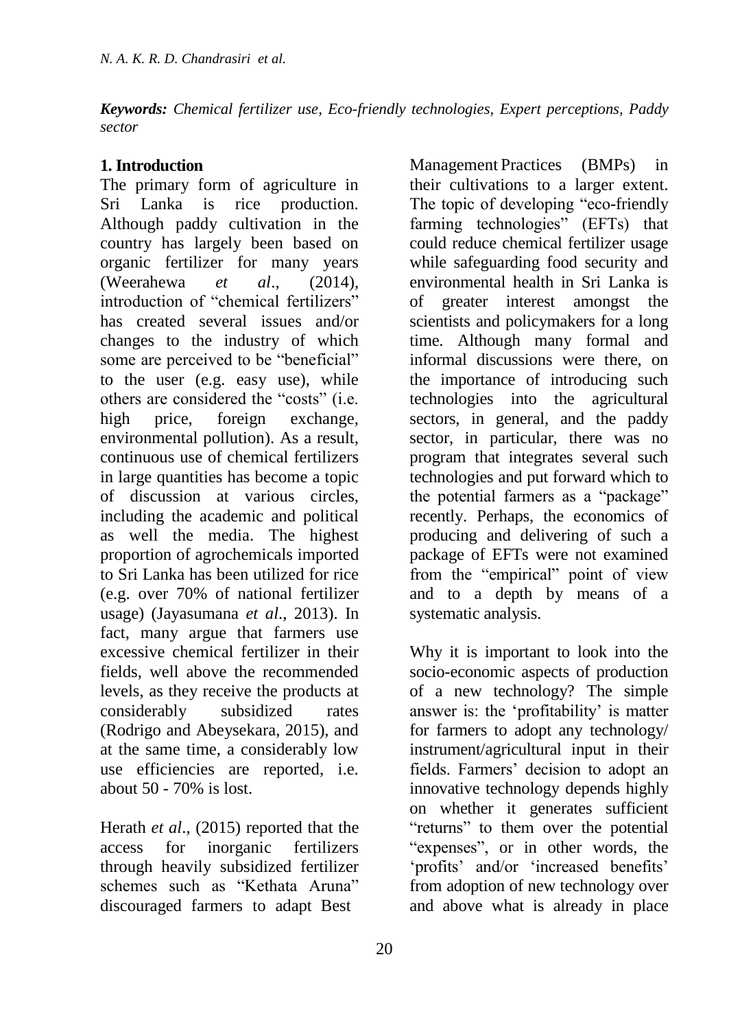*Keywords: Chemical fertilizer use, Eco-friendly technologies, Expert perceptions, Paddy sector*

## 1. Introduction

The primary form of agriculture in Sri Lanka is rice production. Although paddy cultivation in the country has largely been based on organic fertilizer for many years (Weerahewa *et al*., (2014), introduction of "chemical fertilizers" has created several issues and/or changes to the industry of which some are perceived to be "beneficial" to the user (e.g. easy use), while others are considered the "costs" (i.e. high price, foreign exchange, environmental pollution). As a result, continuous use of chemical fertilizers in large quantities has become a topic of discussion at various circles, including the academic and political as well the media. The highest proportion of agrochemicals imported to Sri Lanka has been utilized for rice (e.g. over 70% of national fertilizer usage) (Jayasumana *et al*., 2013). In fact, many argue that farmers use excessive chemical fertilizer in their fields, well above the recommended levels, as they receive the products at considerably subsidized rates (Rodrigo and Abeysekara, 2015), and at the same time, a considerably low use efficiencies are reported, i.e. about 50 - 70% is lost.

Herath *et al*., (2015) reported that the access for inorganic fertilizers through heavily subsidized fertilizer schemes such as "Kethata Aruna" discouraged farmers to adapt Best Management Practices (BMPs) in their cultivations to a larger extent. The topic of developing "eco-friendly farming technologies" (EFTs) that could reduce chemical fertilizer usage while safeguarding food security and environmental health in Sri Lanka is of greater interest amongst the scientists and policymakers for a long time. Although many formal and informal discussions were there, on the importance of introducing such technologies into the agricultural sectors, in general, and the paddy sector, in particular, there was no program that integrates several such technologies and put forward which to the potential farmers as a "package" recently. Perhaps, the economics of producing and delivering of such a package of EFTs were not examined from the "empirical" point of view and to a depth by means of a systematic analysis.

Why it is important to look into the socio-economic aspects of production of a new technology? The simple answer is: the 'profitability' is matter for farmers to adopt any technology/ instrument/agricultural input in their fields. Farmers' decision to adopt an innovative technology depends highly on whether it generates sufficient "returns" to them over the potential "expenses", or in other words, the 'profits' and/or 'increased benefits' from adoption of new technology over and above what is already in place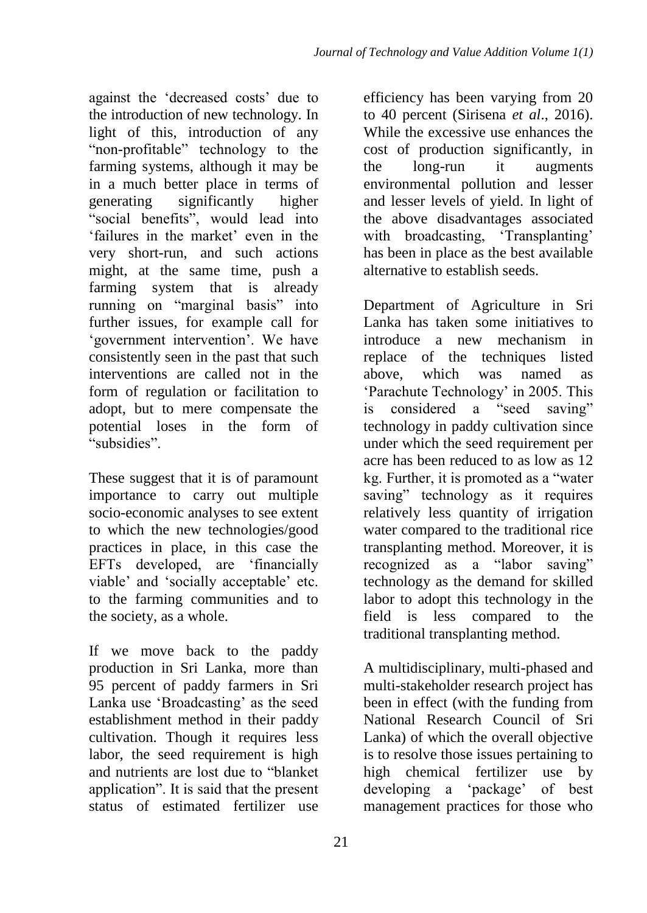against the 'decreased costs' due to the introduction of new technology. In light of this, introduction of any "non-profitable" technology to the farming systems, although it may be in a much better place in terms of generating significantly higher "social benefits", would lead into 'failures in the market' even in the very short-run, and such actions might, at the same time, push a farming system that is already running on "marginal basis" into further issues, for example call for 'government intervention'. We have consistently seen in the past that such interventions are called not in the form of regulation or facilitation to adopt, but to mere compensate the potential loses in the form of "subsidies".

These suggest that it is of paramount importance to carry out multiple socio-economic analyses to see extent to which the new technologies/good practices in place, in this case the EFTs developed, are 'financially viable' and 'socially acceptable' etc. to the farming communities and to the society, as a whole.

If we move back to the paddy production in Sri Lanka, more than 95 percent of paddy farmers in Sri Lanka use 'Broadcasting' as the seed establishment method in their paddy cultivation. Though it requires less labor, the seed requirement is high and nutrients are lost due to "blanket application". It is said that the present status of estimated fertilizer use efficiency has been varying from 20 to 40 percent (Sirisena *et al*., 2016). While the excessive use enhances the cost of production significantly, in the long-run it augments environmental pollution and lesser and lesser levels of yield. In light of the above disadvantages associated with broadcasting, 'Transplanting' has been in place as the best available alternative to establish seeds.

Department of Agriculture in Sri Lanka has taken some initiatives to introduce a new mechanism in replace of the techniques listed above, which was named as 'Parachute Technology' in 2005. This is considered a "seed saving" technology in paddy cultivation since under which the seed requirement per acre has been reduced to as low as 12 kg. Further, it is promoted as a "water saving" technology as it requires relatively less quantity of irrigation water compared to the traditional rice transplanting method. Moreover, it is recognized as a "labor saving" technology as the demand for skilled labor to adopt this technology in the field is less compared to the traditional transplanting method.

A multidisciplinary, multi-phased and multi-stakeholder research project has been in effect (with the funding from National Research Council of Sri Lanka) of which the overall objective is to resolve those issues pertaining to high chemical fertilizer use by developing a 'package' of best management practices for those who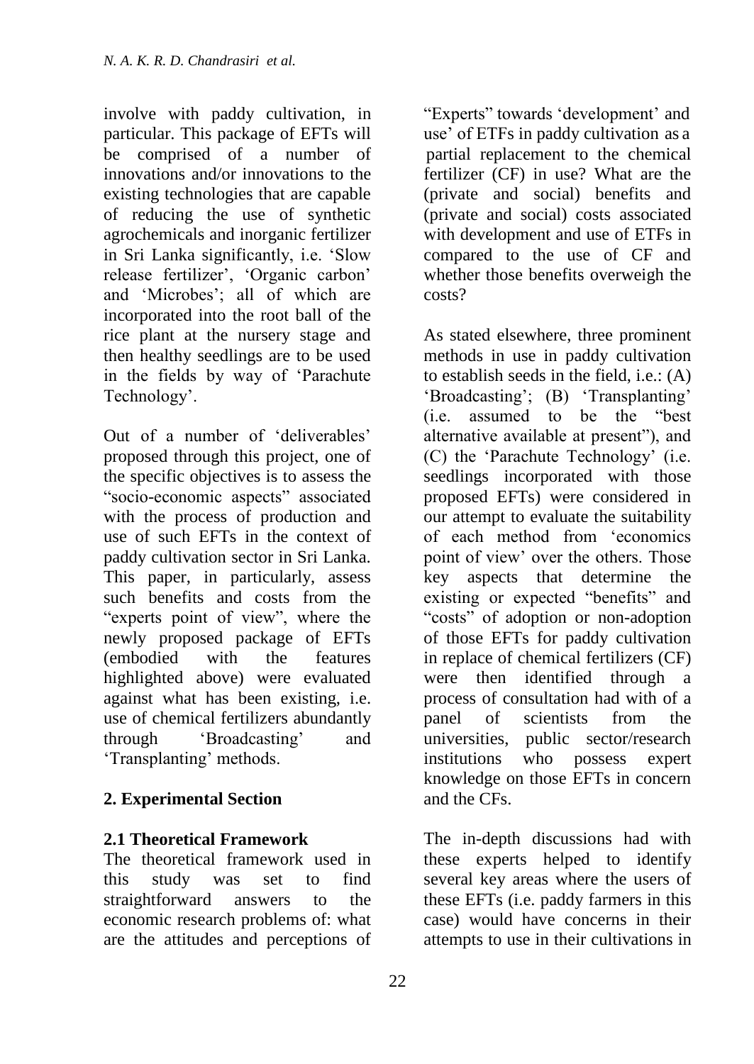involve with paddy cultivation, in particular. This package of EFTs will be comprised of a number of innovations and/or innovations to the existing technologies that are capable of reducing the use of synthetic agrochemicals and inorganic fertilizer in Sri Lanka significantly, i.e. 'Slow release fertilizer', 'Organic carbon' and 'Microbes'; all of which are incorporated into the root ball of the rice plant at the nursery stage and then healthy seedlings are to be used in the fields by way of 'Parachute Technology'.

Out of a number of 'deliverables' proposed through this project, one of the specific objectives is to assess the "socio-economic aspects" associated with the process of production and use of such EFTs in the context of paddy cultivation sector in Sri Lanka. This paper, in particularly, assess such benefits and costs from the "experts point of view", where the newly proposed package of EFTs (embodied with the features highlighted above) were evaluated against what has been existing, i.e. use of chemical fertilizers abundantly through 'Broadcasting' and 'Transplanting' methods.

## 2. Experimental Section

### 2.1 Theoretical Framework

The theoretical framework used in this study was set to find straightforward answers to the economic research problems of: what are the attitudes and perceptions of "Experts" towards 'development' and use' of ETFs in paddy cultivation as a partial replacement to the chemical fertilizer (CF) in use? What are the (private and social) benefits and (private and social) costs associated with development and use of ETFs in compared to the use of CF and whether those benefits overweigh the costs?

As stated elsewhere, three prominent methods in use in paddy cultivation to establish seeds in the field, i.e.: (A) 'Broadcasting'; (B) 'Transplanting' (i.e. assumed to be the "best alternative available at present"), and (C) the 'Parachute Technology' (i.e. seedlings incorporated with those proposed EFTs) were considered in our attempt to evaluate the suitability of each method from 'economics point of view' over the others. Those key aspects that determine the existing or expected "benefits" and "costs" of adoption or non-adoption of those EFTs for paddy cultivation in replace of chemical fertilizers (CF) were then identified through a process of consultation had with of a panel of scientists from the universities, public sector/research institutions who possess expert knowledge on those EFTs in concern and the CFs.

The in-depth discussions had with these experts helped to identify several key areas where the users of these EFTs (i.e. paddy farmers in this case) would have concerns in their attempts to use in their cultivations in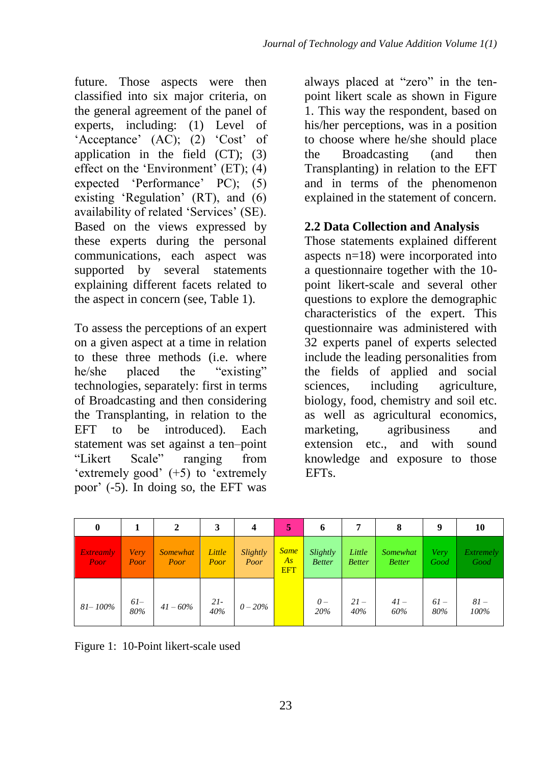future. Those aspects were then classified into six major criteria, on the general agreement of the panel of experts, including: (1) Level of 'Acceptance' (AC); (2) 'Cost' of application in the field (CT); (3) effect on the 'Environment' (ET); (4) expected 'Performance' PC); (5) existing 'Regulation' (RT), and (6) availability of related 'Services' (SE). Based on the views expressed by these experts during the personal communications, each aspect was supported by several statements explaining different facets related to the aspect in concern (see, Table 1).

To assess the perceptions of an expert on a given aspect at a time in relation to these three methods (i.e. where he/she placed the "existing" technologies, separately: first in terms of Broadcasting and then considering the Transplanting, in relation to the EFT to be introduced). Each statement was set against a ten–point "Likert Scale" ranging from 'extremely good' (+5) to 'extremely poor' (-5). In doing so, the EFT was always placed at "zero" in the ten-point likert scale as shown in Figure 1. This way the respondent, based on his/her perceptions, was in a position to choose where he/she should place the Broadcasting (and then Transplanting) in relation to the EFT and in terms of the phenomenon explained in the statement of concern.

## 2.2 Data Collection and Analysis

Those statements explained different aspects n=18) were incorporated into a questionnaire together with the 10-point likert-scale and several other questions to explore the demographic characteristics of the expert. This questionnaire was administered with 32 experts panel of experts selected include the leading personalities from the fields of applied and social sciences, including agriculture, biology, food, chemistry and soil etc. as well as agricultural economics, marketing, agribusiness and extension etc., and with sound knowledge and exposure to those EFTs.

| 0 | 1 | 2 | 3 | 4 | 5 | 6 | 7 | 8 | 9 | 10 |
|---|---|---|---|---|---|---|---|---|---|---|
| *Extreamly Poor* | *Very Poor* | *Somewhat Poor* | *Little Poor* | *Slightly Poor* | *Same As* EFT | *Slightly Better* | *Little Better* | *Somewhat Better* | *Very Good* | *Extremely Good* |
| *81– 100%* | *61– 80%* | *41 – 60%* | *21- 40%* | *0 – 20%* | | *0 – 20%* | *21 – 40%* | *41 – 60%* | *61 – 80%* | *81 – 100%* |

Figure 1: 10-Point likert-scale used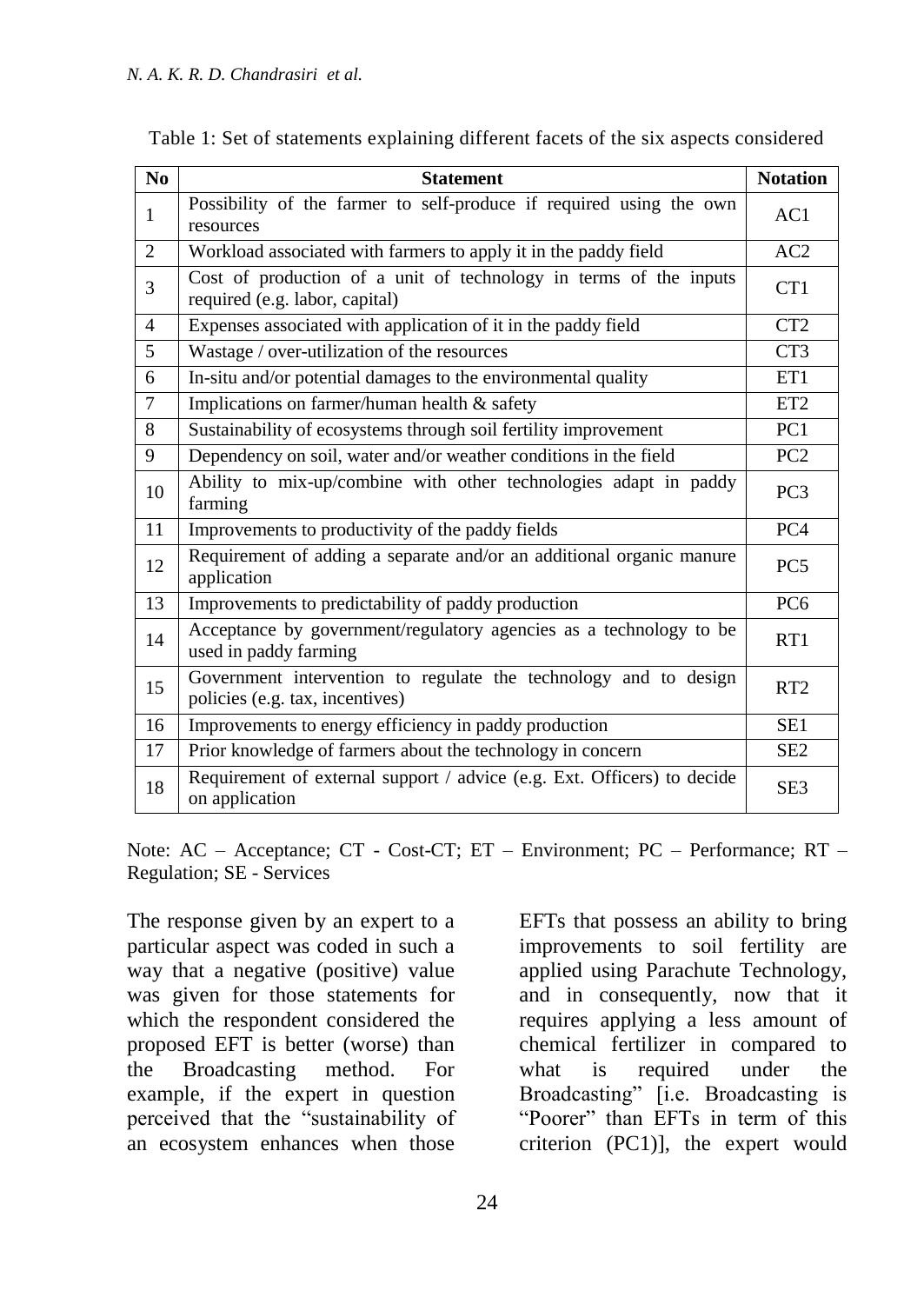Table 1: Set of statements explaining different facets of the six aspects considered

| No | Statement | Notation |
|---|---|---|
| 1 | Possibility of the farmer to self-produce if required using the own resources | AC1 |
| 2 | Workload associated with farmers to apply it in the paddy field | AC2 |
| 3 | Cost of production of a unit of technology in terms of the inputs required (e.g. labor, capital) | CT1 |
| 4 | Expenses associated with application of it in the paddy field | CT2 |
| 5 | Wastage / over-utilization of the resources | CT3 |
| 6 | In-situ and/or potential damages to the environmental quality | ET1 |
| 7 | Implications on farmer/human health & safety | ET2 |
| 8 | Sustainability of ecosystems through soil fertility improvement | PC1 |
| 9 | Dependency on soil, water and/or weather conditions in the field | PC2 |
| 10 | Ability to mix-up/combine with other technologies adapt in paddy farming | PC3 |
| 11 | Improvements to productivity of the paddy fields | PC4 |
| 12 | Requirement of adding a separate and/or an additional organic manure application | PC5 |
| 13 | Improvements to predictability of paddy production | PC6 |
| 14 | Acceptance by government/regulatory agencies as a technology to be used in paddy farming | RT1 |
| 15 | Government intervention to regulate the technology and to design policies (e.g. tax, incentives) | RT2 |
| 16 | Improvements to energy efficiency in paddy production | SE1 |
| 17 | Prior knowledge of farmers about the technology in concern | SE2 |
| 18 | Requirement of external support / advice (e.g. Ext. Officers) to decide on application | SE3 |

Note: AC – Acceptance; CT - Cost-CT; ET – Environment; PC – Performance; RT – Regulation; SE - Services

The response given by an expert to a particular aspect was coded in such a way that a negative (positive) value was given for those statements for which the respondent considered the proposed EFT is better (worse) than the Broadcasting method. For example, if the expert in question perceived that the "sustainability of an ecosystem enhances when those EFTs that possess an ability to bring improvements to soil fertility are applied using Parachute Technology, and in consequently, now that it requires applying a less amount of chemical fertilizer in compared to what is required under the Broadcasting" [i.e. Broadcasting is "Poorer" than EFTs in term of this criterion (PC1)], the expert would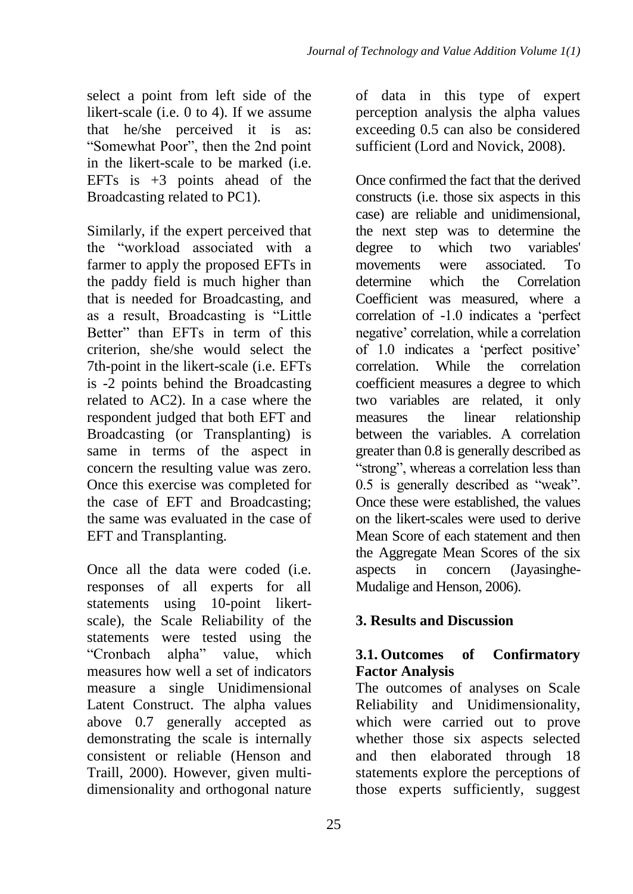select a point from left side of the likert-scale (i.e. 0 to 4). If we assume that he/she perceived it is as: "Somewhat Poor", then the 2nd point in the likert-scale to be marked (i.e. EFTs is +3 points ahead of the Broadcasting related to PC1).

Similarly, if the expert perceived that the "workload associated with a farmer to apply the proposed EFTs in the paddy field is much higher than that is needed for Broadcasting, and as a result, Broadcasting is "Little Better" than EFTs in term of this criterion, she/she would select the 7th-point in the likert-scale (i.e. EFTs is -2 points behind the Broadcasting related to AC2). In a case where the respondent judged that both EFT and Broadcasting (or Transplanting) is same in terms of the aspect in concern the resulting value was zero. Once this exercise was completed for the case of EFT and Broadcasting; the same was evaluated in the case of EFT and Transplanting.

Once all the data were coded (i.e. responses of all experts for all statements using 10-point likert-scale), the Scale Reliability of the statements were tested using the "Cronbach alpha" value, which measures how well a set of indicators measure a single Unidimensional Latent Construct. The alpha values above 0.7 generally accepted as demonstrating the scale is internally consistent or reliable (Henson and Traill, 2000). However, given multi-dimensionality and orthogonal nature of data in this type of expert perception analysis the alpha values exceeding 0.5 can also be considered sufficient (Lord and Novick, 2008).

Once confirmed the fact that the derived constructs (i.e. those six aspects in this case) are reliable and unidimensional, the next step was to determine the degree to which two variables' movements were associated. To determine which the Correlation Coefficient was measured, where a correlation of -1.0 indicates a 'perfect negative' correlation, while a correlation of 1.0 indicates a 'perfect positive' correlation. While the correlation coefficient measures a degree to which two variables are related, it only measures the linear relationship between the variables. A correlation greater than 0.8 is generally described as "strong", whereas a correlation less than 0.5 is generally described as "weak". Once these were established, the values on the likert-scales were used to derive Mean Score of each statement and then the Aggregate Mean Scores of the six aspects in concern (Jayasinghe-Mudalige and Henson, 2006).

## 3. Results and Discussion

### 3.1. Outcomes of Confirmatory Factor Analysis

The outcomes of analyses on Scale Reliability and Unidimensionality, which were carried out to prove whether those six aspects selected and then elaborated through 18 statements explore the perceptions of those experts sufficiently, suggest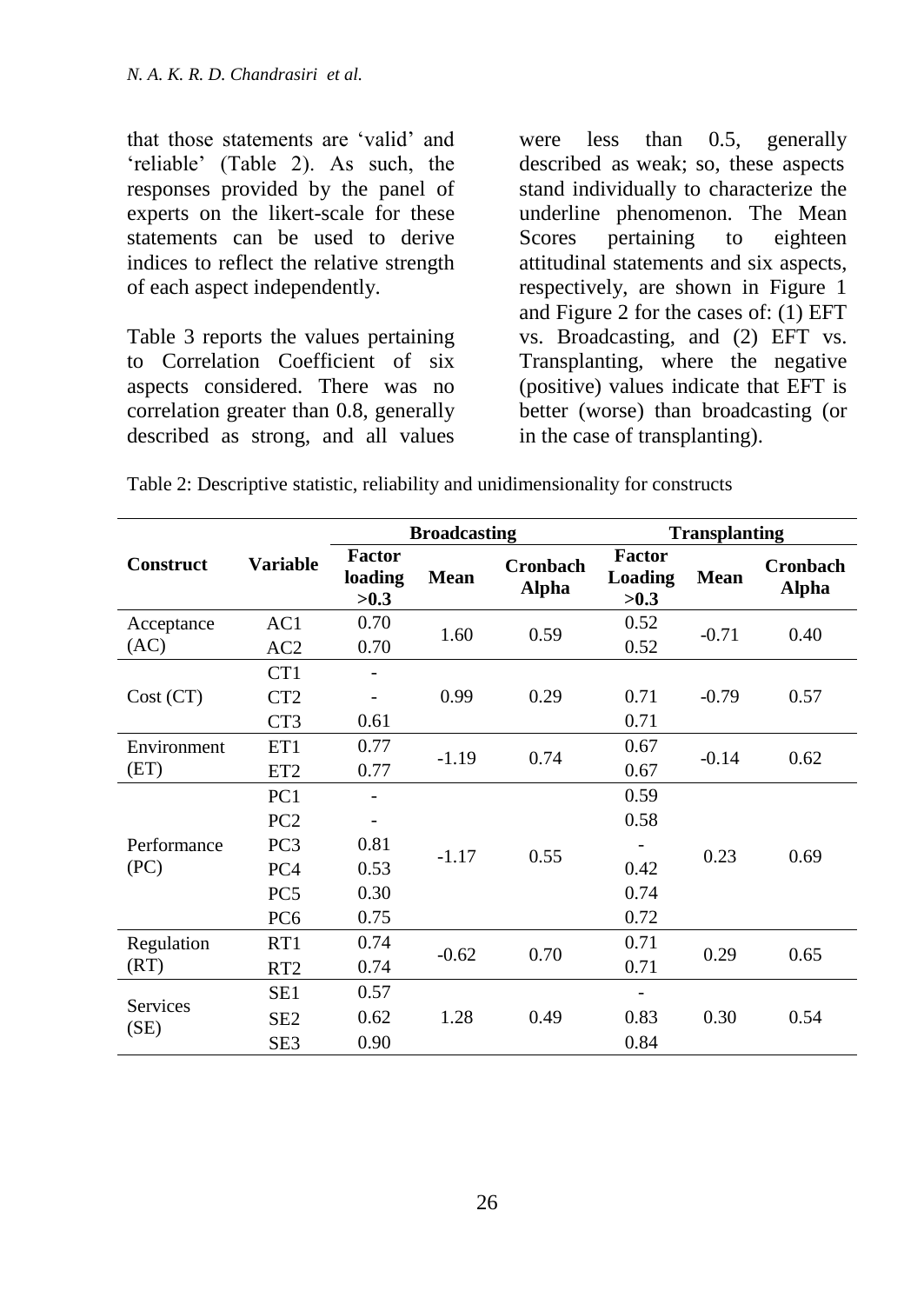that those statements are 'valid' and 'reliable' (Table 2). As such, the responses provided by the panel of experts on the likert-scale for these statements can be used to derive indices to reflect the relative strength of each aspect independently.

Table 3 reports the values pertaining to Correlation Coefficient of six aspects considered. There was no correlation greater than 0.8, generally described as strong, and all values were less than 0.5, generally described as weak; so, these aspects stand individually to characterize the underline phenomenon. The Mean Scores pertaining to eighteen attitudinal statements and six aspects, respectively, are shown in Figure 1 and Figure 2 for the cases of: (1) EFT vs. Broadcasting, and (2) EFT vs. Transplanting, where the negative (positive) values indicate that EFT is better (worse) than broadcasting (or in the case of transplanting).

Table 2: Descriptive statistic, reliability and unidimensionality for constructs

| Construct | Variable | Broadcasting | | | Transplanting | | |
|---|---|---|---|---|---|---|---|
| | | **Factor loading >0.3** | **Mean** | **Cronbach Alpha** | **Factor Loading >0.3** | **Mean** | **Cronbach Alpha** |
| Acceptance (AC) | AC1 | 0.70 | 1.60 | 0.59 | 0.52 | -0.71 | 0.40 |
| | AC2 | 0.70 | | | 0.52 | | |
| Cost (CT) | CT1 | - | 0.99 | 0.29 | | -0.79 | 0.57 |
| | CT2 | - | | | 0.71 | | |
| | CT3 | 0.61 | | | 0.71 | | |
| Environment (ET) | ET1 | 0.77 | -1.19 | 0.74 | 0.67 | -0.14 | 0.62 |
| | ET2 | 0.77 | | | 0.67 | | |
| Performance (PC) | PC1 | - | -1.17 | 0.55 | 0.59 | 0.23 | 0.69 |
| | PC2 | - | | | 0.58 | | |
| | PC3 | 0.81 | | | - | | |
| | PC4 | 0.53 | | | 0.42 | | |
| | PC5 | 0.30 | | | 0.74 | | |
| | PC6 | 0.75 | | | 0.72 | | |
| Regulation (RT) | RT1 | 0.74 | -0.62 | 0.70 | 0.71 | 0.29 | 0.65 |
| | RT2 | 0.74 | | | 0.71 | | |
| Services (SE) | SE1 | 0.57 | 1.28 | 0.49 | - | 0.30 | 0.54 |
| | SE2 | 0.62 | | | 0.83 | | |
| | SE3 | 0.90 | | | 0.84 | | |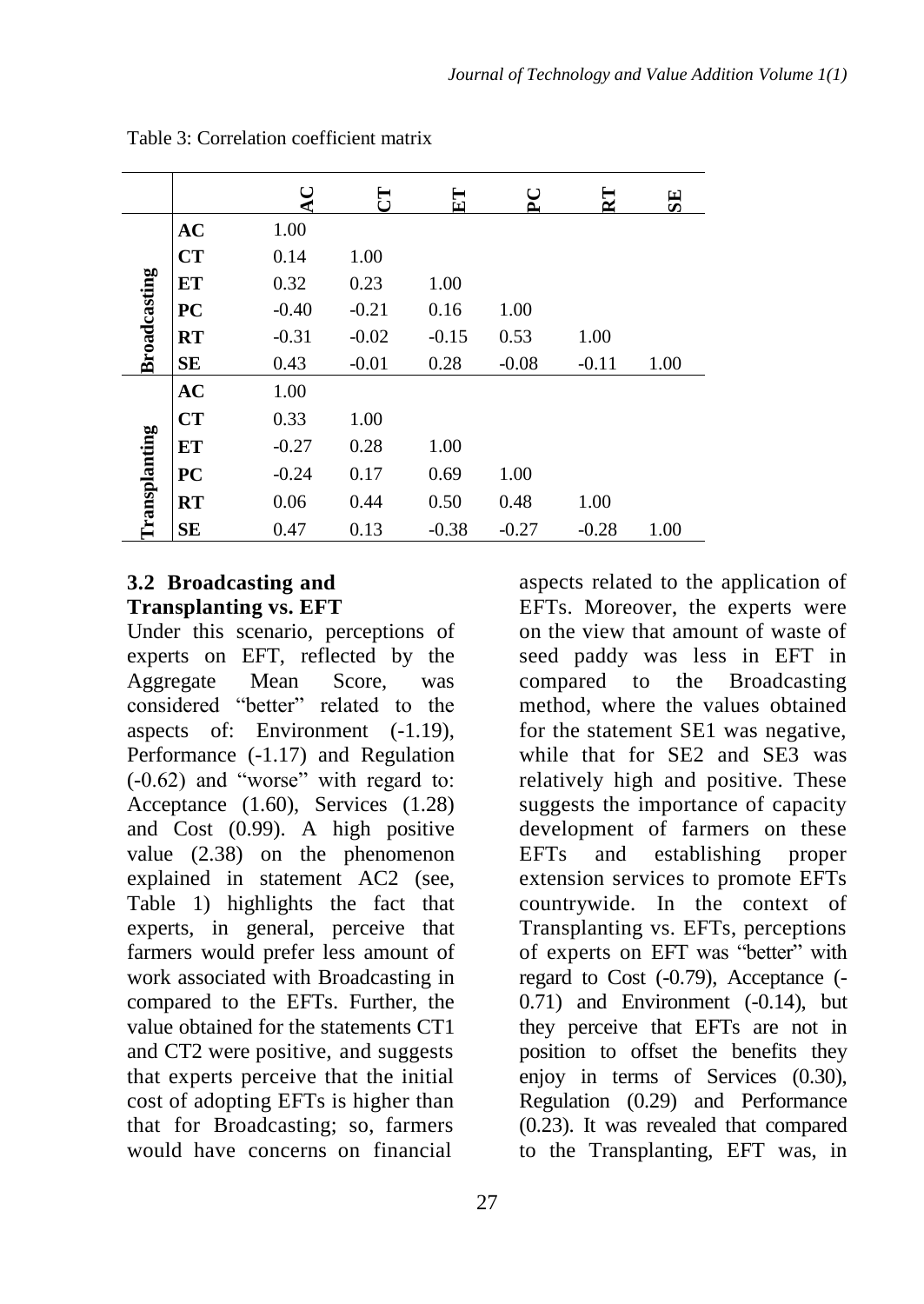Table 3: Correlation coefficient matrix

| | | AC | CT | ET | PC | RT | SE |
|---|---|---|---|---|---|---|---|
| Broadcasting | AC | 1.00 | | | | | |
| | CT | 0.14 | 1.00 | | | | |
| | ET | 0.32 | 0.23 | 1.00 | | | |
| | PC | -0.40 | -0.21 | 0.16 | 1.00 | | |
| | RT | -0.31 | -0.02 | -0.15 | 0.53 | 1.00 | |
| | SE | 0.43 | -0.01 | 0.28 | -0.08 | -0.11 | 1.00 |
| Transplanting | AC | 1.00 | | | | | |
| | CT | 0.33 | 1.00 | | | | |
| | ET | -0.27 | 0.28 | 1.00 | | | |
| | PC | -0.24 | 0.17 | 0.69 | 1.00 | | |
| | RT | 0.06 | 0.44 | 0.50 | 0.48 | 1.00 | |
| | SE | 0.47 | 0.13 | -0.38 | -0.27 | -0.28 | 1.00 |

### 3.2 Broadcasting and Transplanting vs. EFT

Under this scenario, perceptions of experts on EFT, reflected by the Aggregate Mean Score, was considered "better" related to the aspects of: Environment (-1.19), Performance (-1.17) and Regulation (-0.62) and "worse" with regard to: Acceptance (1.60), Services (1.28) and Cost (0.99). A high positive value (2.38) on the phenomenon explained in statement AC2 (see, Table 1) highlights the fact that experts, in general, perceive that farmers would prefer less amount of work associated with Broadcasting in compared to the EFTs. Further, the value obtained for the statements CT1 and CT2 were positive, and suggests that experts perceive that the initial cost of adopting EFTs is higher than that for Broadcasting; so, farmers would have concerns on financial aspects related to the application of EFTs. Moreover, the experts were on the view that amount of waste of seed paddy was less in EFT in compared to the Broadcasting method, where the values obtained for the statement SE1 was negative, while that for SE2 and SE3 was relatively high and positive. These suggests the importance of capacity development of farmers on these EFTs and establishing proper extension services to promote EFTs countrywide. In the context of Transplanting vs. EFTs, perceptions of experts on EFT was "better" with regard to Cost (-0.79), Acceptance (-0.71) and Environment (-0.14), but they perceive that EFTs are not in position to offset the benefits they enjoy in terms of Services (0.30), Regulation (0.29) and Performance (0.23). It was revealed that compared to the Transplanting, EFT was, in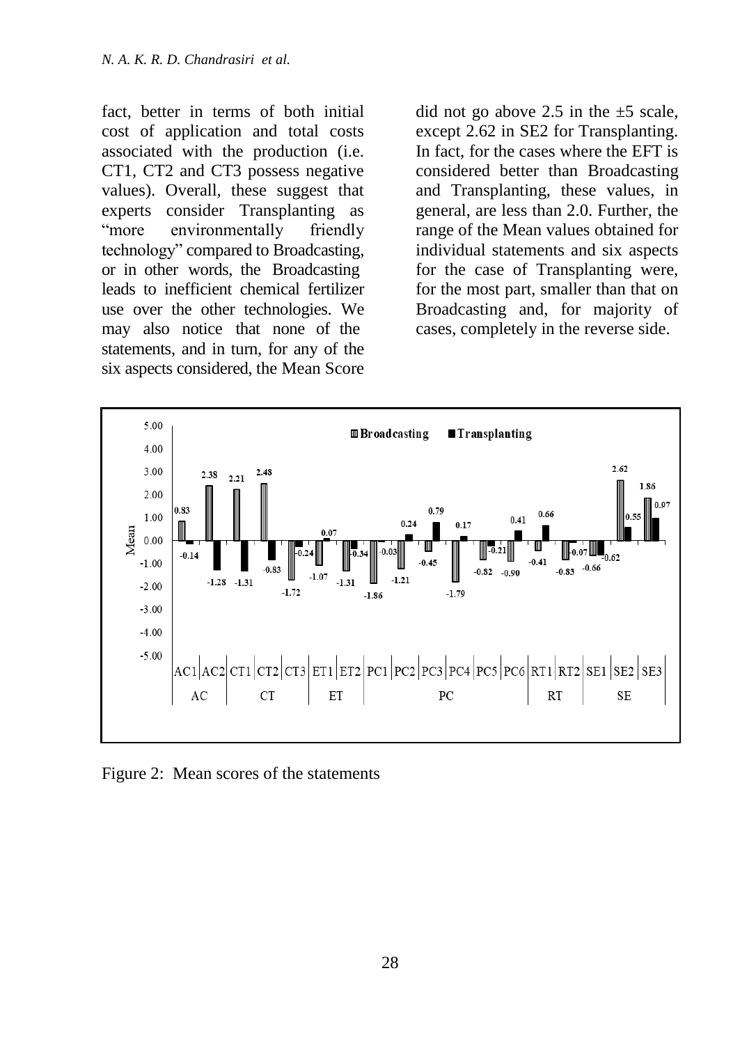fact, better in terms of both initial cost of application and total costs associated with the production (i.e. CT1, CT2 and CT3 possess negative values). Overall, these suggest that experts consider Transplanting as "more environmentally friendly technology" compared to Broadcasting, or in other words, the Broadcasting leads to inefficient chemical fertilizer use over the other technologies. We may also notice that none of the statements, and in turn, for any of the six aspects considered, the Mean Score did not go above 2.5 in the ±5 scale, except 2.62 in SE2 for Transplanting. In fact, for the cases where the EFT is considered better than Broadcasting and Transplanting, these values, in general, are less than 2.0. Further, the range of the Mean values obtained for individual statements and six aspects for the case of Transplanting were, for the most part, smaller than that on Broadcasting and, for majority of cases, completely in the reverse side.

Figure 2: Mean scores of the statements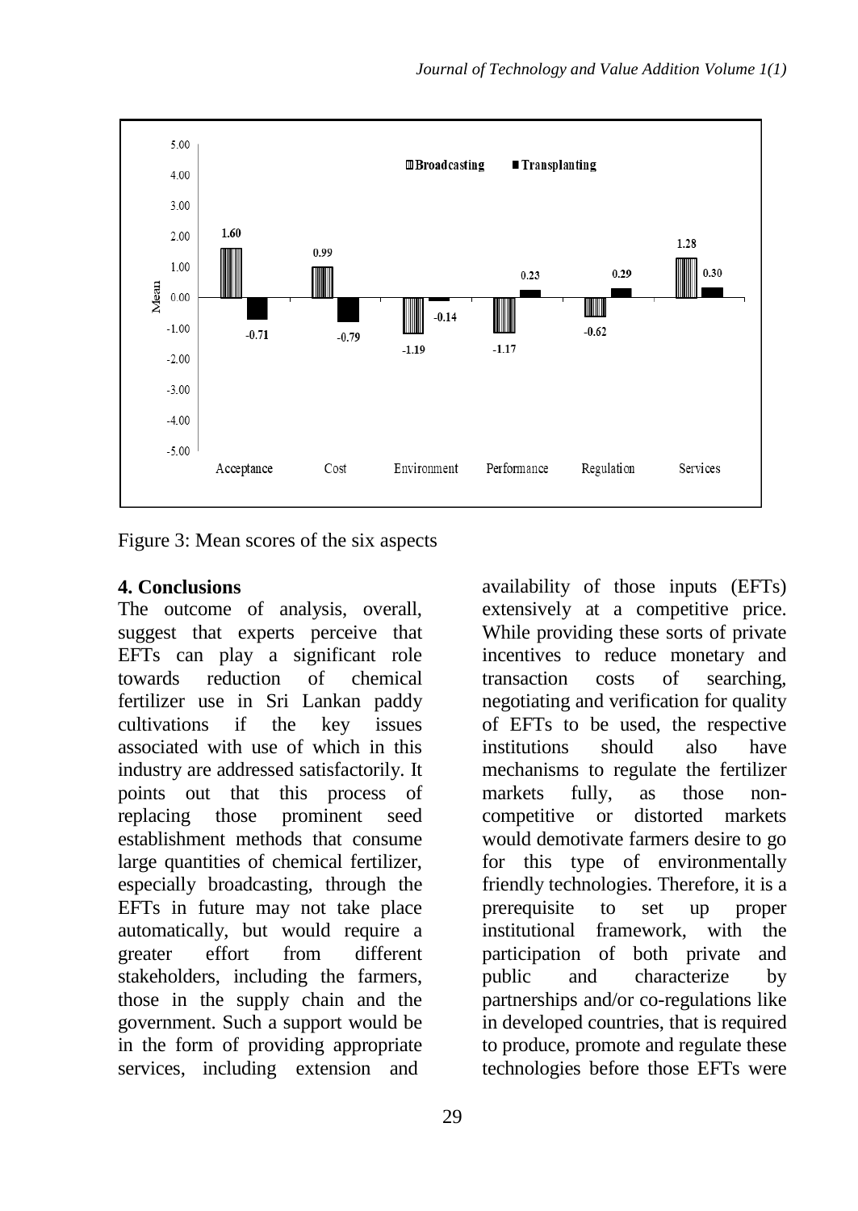Figure 3: Mean scores of the six aspects

## 4. Conclusions

The outcome of analysis, overall, suggest that experts perceive that EFTs can play a significant role towards reduction of chemical fertilizer use in Sri Lankan paddy cultivations if the key issues associated with use of which in this industry are addressed satisfactorily. It points out that this process of replacing those prominent seed establishment methods that consume large quantities of chemical fertilizer, especially broadcasting, through the EFTs in future may not take place automatically, but would require a greater effort from different stakeholders, including the farmers, those in the supply chain and the government. Such a support would be in the form of providing appropriate services, including extension and availability of those inputs (EFTs) extensively at a competitive price. While providing these sorts of private incentives to reduce monetary and transaction costs of searching, negotiating and verification for quality of EFTs to be used, the respective institutions should also have mechanisms to regulate the fertilizer markets fully, as those non-competitive or distorted markets would demotivate farmers desire to go for this type of environmentally friendly technologies. Therefore, it is a prerequisite to set up proper institutional framework, with the participation of both private and public and characterize by partnerships and/or co-regulations like in developed countries, that is required to produce, promote and regulate these technologies before those EFTs were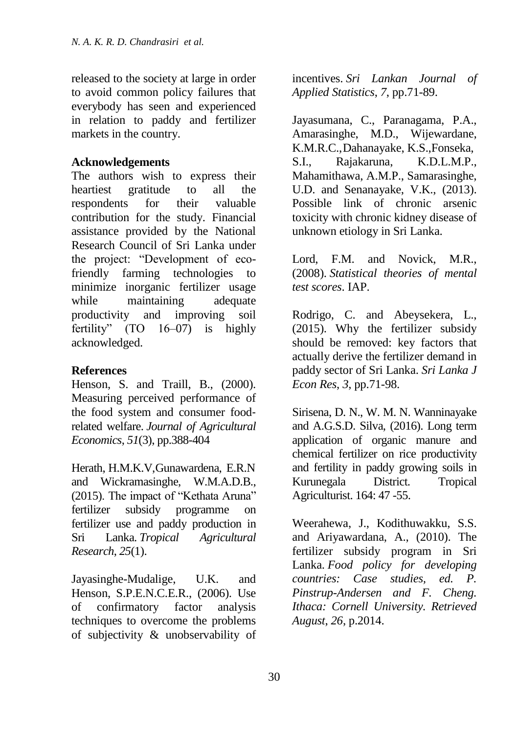released to the society at large in order to avoid common policy failures that everybody has seen and experienced in relation to paddy and fertilizer markets in the country.

## Acknowledgements

The authors wish to express their heartiest gratitude to all the respondents for their valuable contribution for the study. Financial assistance provided by the National Research Council of Sri Lanka under the project: "Development of eco-friendly farming technologies to minimize inorganic fertilizer usage while maintaining adequate productivity and improving soil fertility" (TO 16–07) is highly acknowledged.

## References

Henson, S. and Traill, B., (2000). Measuring perceived performance of the food system and consumer food-related welfare. *Journal of Agricultural Economics*, *51*(3), pp.388-404

Herath, H.M.K.V,Gunawardena, E.R.N and Wickramasinghe, W.M.A.D.B., (2015). The impact of "Kethata Aruna" fertilizer subsidy programme on fertilizer use and paddy production in Sri Lanka. *Tropical Agricultural Research*, *25*(1).

Jayasinghe-Mudalige, U.K. and Henson, S.P.E.N.C.E.R., (2006). Use of confirmatory factor analysis techniques to overcome the problems of subjectivity & unobservability of incentives. *Sri Lankan Journal of Applied Statistics*, *7*, pp.71-89.

Jayasumana, C., Paranagama, P.A., Amarasinghe, M.D., Wijewardane, K.M.R.C.,Dahanayake, K.S.,Fonseka, S.I., Rajakaruna, K.D.L.M.P., Mahamithawa, A.M.P., Samarasinghe, U.D. and Senanayake, V.K., (2013). Possible link of chronic arsenic toxicity with chronic kidney disease of unknown etiology in Sri Lanka.

Lord, F.M. and Novick, M.R., (2008). *Statistical theories of mental test scores*. IAP.

Rodrigo, C. and Abeysekera, L., (2015). Why the fertilizer subsidy should be removed: key factors that actually derive the fertilizer demand in paddy sector of Sri Lanka. *Sri Lanka J Econ Res*, *3*, pp.71-98.

Sirisena, D. N., W. M. N. Wanninayake and A.G.S.D. Silva, (2016). Long term application of organic manure and chemical fertilizer on rice productivity and fertility in paddy growing soils in Kurunegala District. Tropical Agriculturist. 164: 47 -55.

Weerahewa, J., Kodithuwakku, S.S. and Ariyawardana, A., (2010). The fertilizer subsidy program in Sri Lanka. *Food policy for developing countries: Case studies, ed. P. Pinstrup-Andersen and F. Cheng. Ithaca: Cornell University. Retrieved August*, *26*, p.2014.